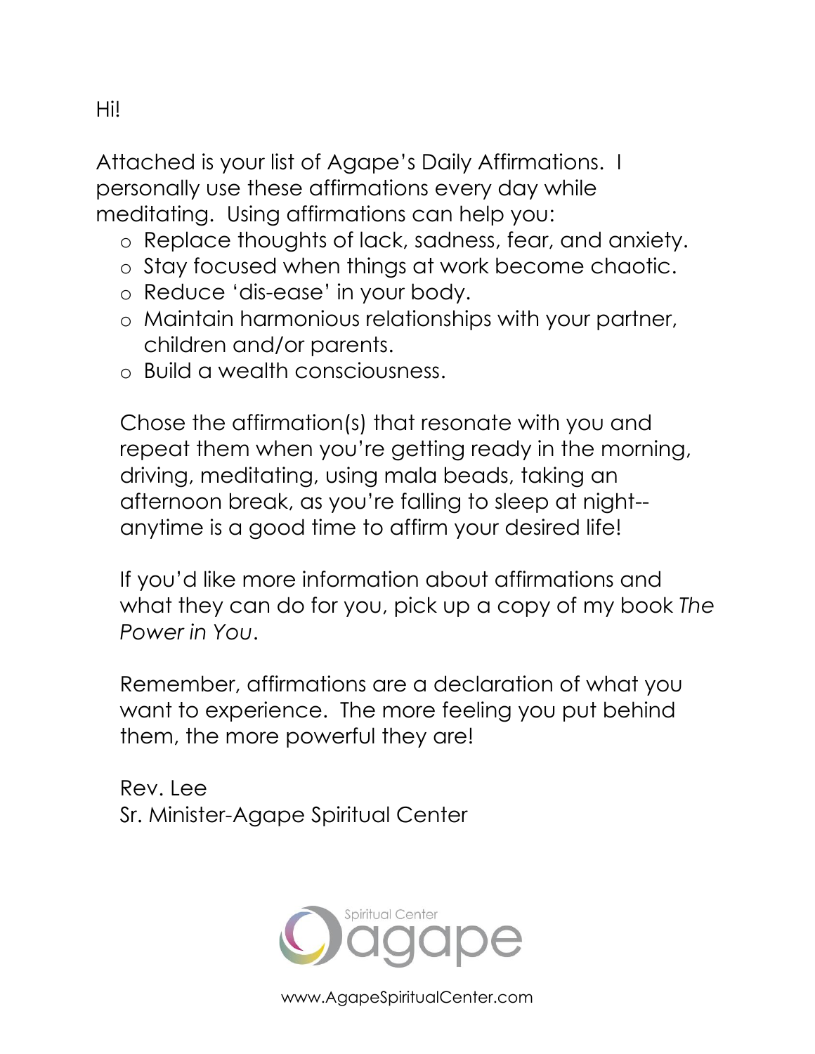Hi!

Attached is your list of Agape's Daily Affirmations. I personally use these affirmations every day while meditating. Using affirmations can help you:

- Replace thoughts of lack, sadness, fear, and anxiety.
- Stay focused when things at work become chaotic.
- Reduce 'dis-ease' in your body.
- Maintain harmonious relationships with your partner, children and/or parents.
- Build a wealth consciousness.

Chose the affirmation(s) that resonate with you and repeat them when you're getting ready in the morning, driving, meditating, using mala beads, taking an afternoon break, as you're falling to sleep at night--anytime is a good time to affirm your desired life!

If you'd like more information about affirmations and what they can do for you, pick up a copy of my book *The Power in You*.

Remember, affirmations are a declaration of what you want to experience. The more feeling you put behind them, the more powerful they are!

Rev. Lee
Sr. Minister-Agape Spiritual Center

Spiritual Center agape

www.AgapeSpiritualCenter.com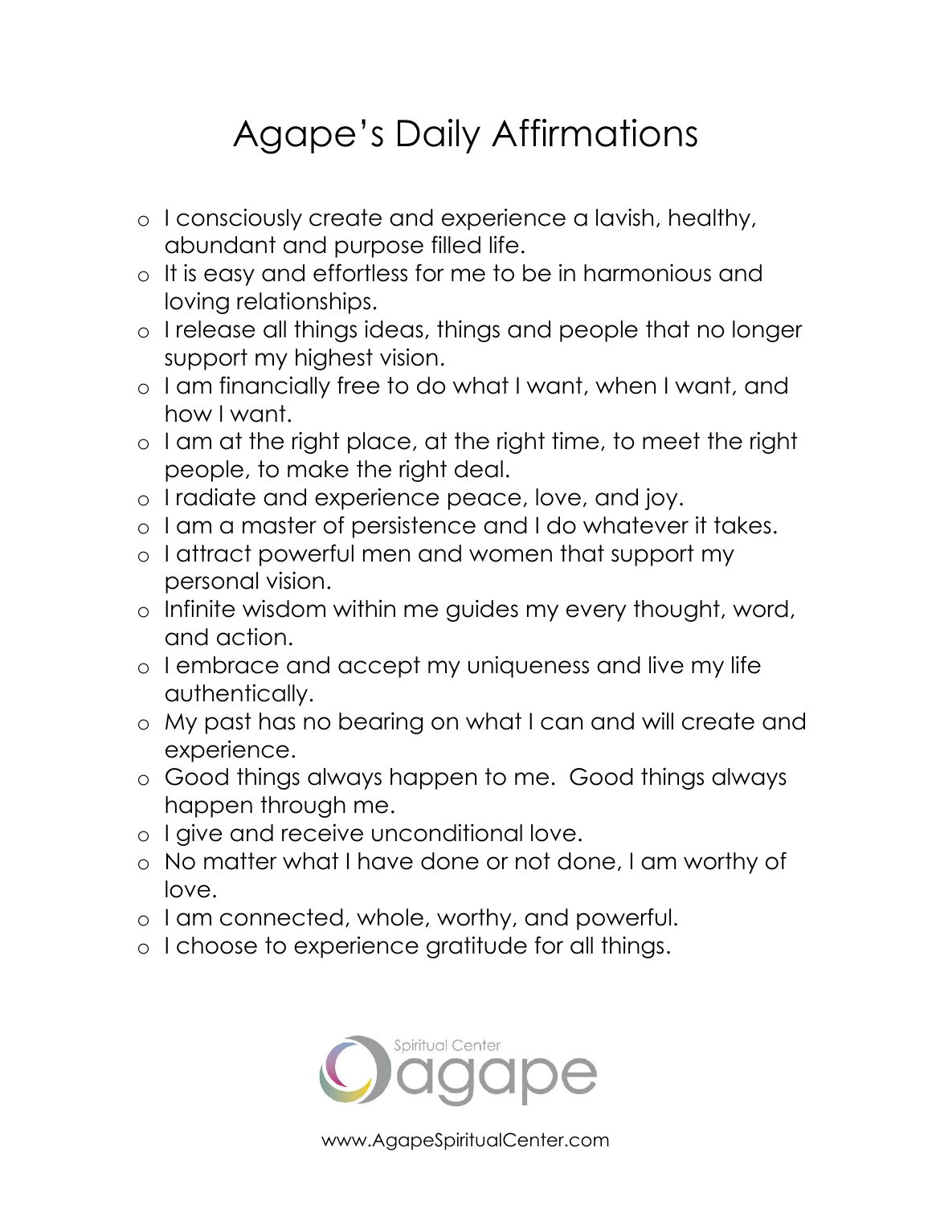# Agape's Daily Affirmations

- I consciously create and experience a lavish, healthy, abundant and purpose filled life.
- It is easy and effortless for me to be in harmonious and loving relationships.
- I release all things ideas, things and people that no longer support my highest vision.
- I am financially free to do what I want, when I want, and how I want.
- I am at the right place, at the right time, to meet the right people, to make the right deal.
- I radiate and experience peace, love, and joy.
- I am a master of persistence and I do whatever it takes.
- I attract powerful men and women that support my personal vision.
- Infinite wisdom within me guides my every thought, word, and action.
- I embrace and accept my uniqueness and live my life authentically.
- My past has no bearing on what I can and will create and experience.
- Good things always happen to me. Good things always happen through me.
- I give and receive unconditional love.
- No matter what I have done or not done, I am worthy of love.
- I am connected, whole, worthy, and powerful.
- I choose to experience gratitude for all things.

Spiritual Center agape

www.AgapeSpiritualCenter.com